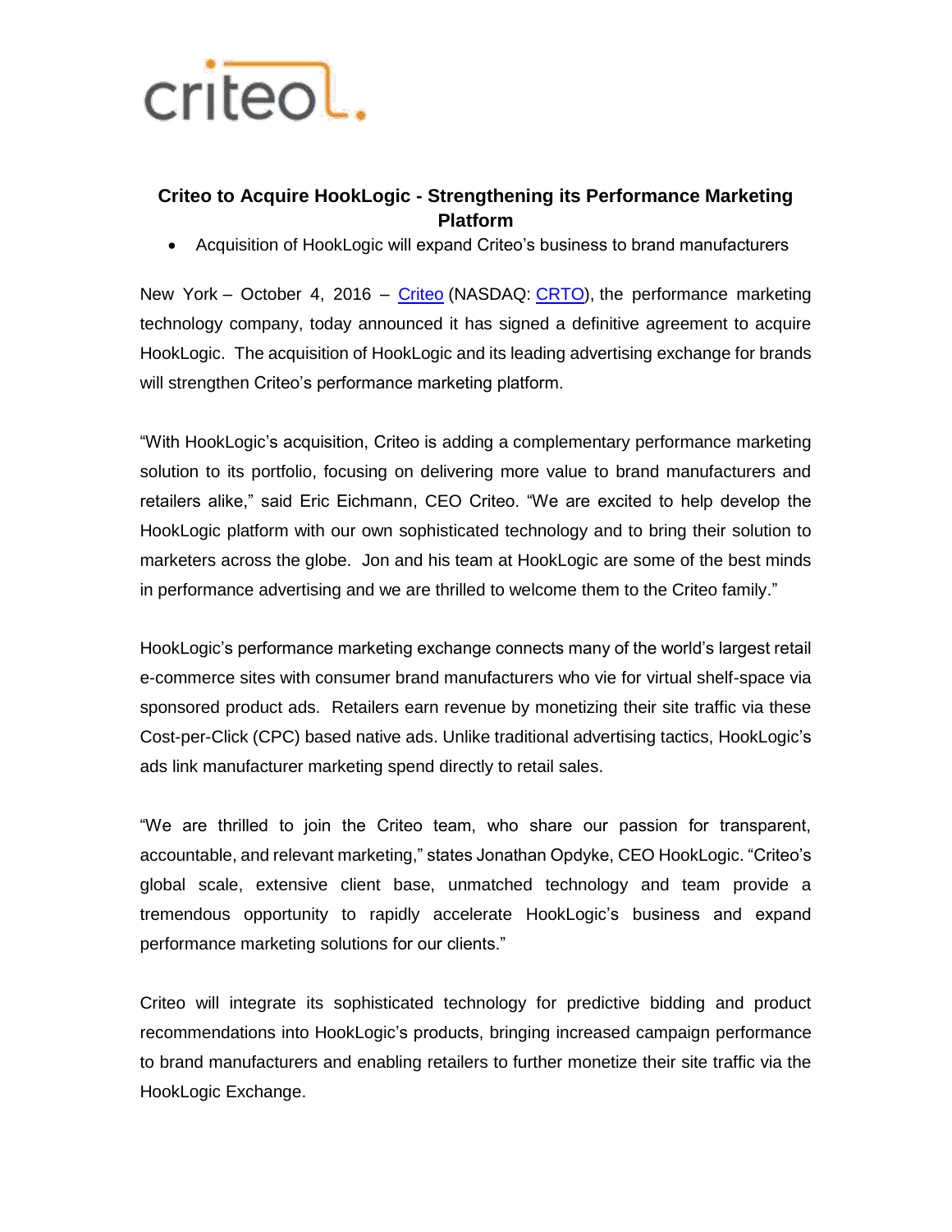# Criteo to Acquire HookLogic - Strengthening its Performance Marketing Platform

- Acquisition of HookLogic will expand Criteo's business to brand manufacturers

New York – October 4, 2016 – [Criteo](Criteo) (NASDAQ: [CRTO](CRTO)), the performance marketing technology company, today announced it has signed a definitive agreement to acquire HookLogic. The acquisition of HookLogic and its leading advertising exchange for brands will strengthen Criteo's performance marketing platform.

"With HookLogic's acquisition, Criteo is adding a complementary performance marketing solution to its portfolio, focusing on delivering more value to brand manufacturers and retailers alike," said Eric Eichmann, CEO Criteo. "We are excited to help develop the HookLogic platform with our own sophisticated technology and to bring their solution to marketers across the globe. Jon and his team at HookLogic are some of the best minds in performance advertising and we are thrilled to welcome them to the Criteo family."

HookLogic's performance marketing exchange connects many of the world's largest retail e-commerce sites with consumer brand manufacturers who vie for virtual shelf-space via sponsored product ads. Retailers earn revenue by monetizing their site traffic via these Cost-per-Click (CPC) based native ads. Unlike traditional advertising tactics, HookLogic's ads link manufacturer marketing spend directly to retail sales.

"We are thrilled to join the Criteo team, who share our passion for transparent, accountable, and relevant marketing," states Jonathan Opdyke, CEO HookLogic. "Criteo's global scale, extensive client base, unmatched technology and team provide a tremendous opportunity to rapidly accelerate HookLogic's business and expand performance marketing solutions for our clients."

Criteo will integrate its sophisticated technology for predictive bidding and product recommendations into HookLogic's products, bringing increased campaign performance to brand manufacturers and enabling retailers to further monetize their site traffic via the HookLogic Exchange.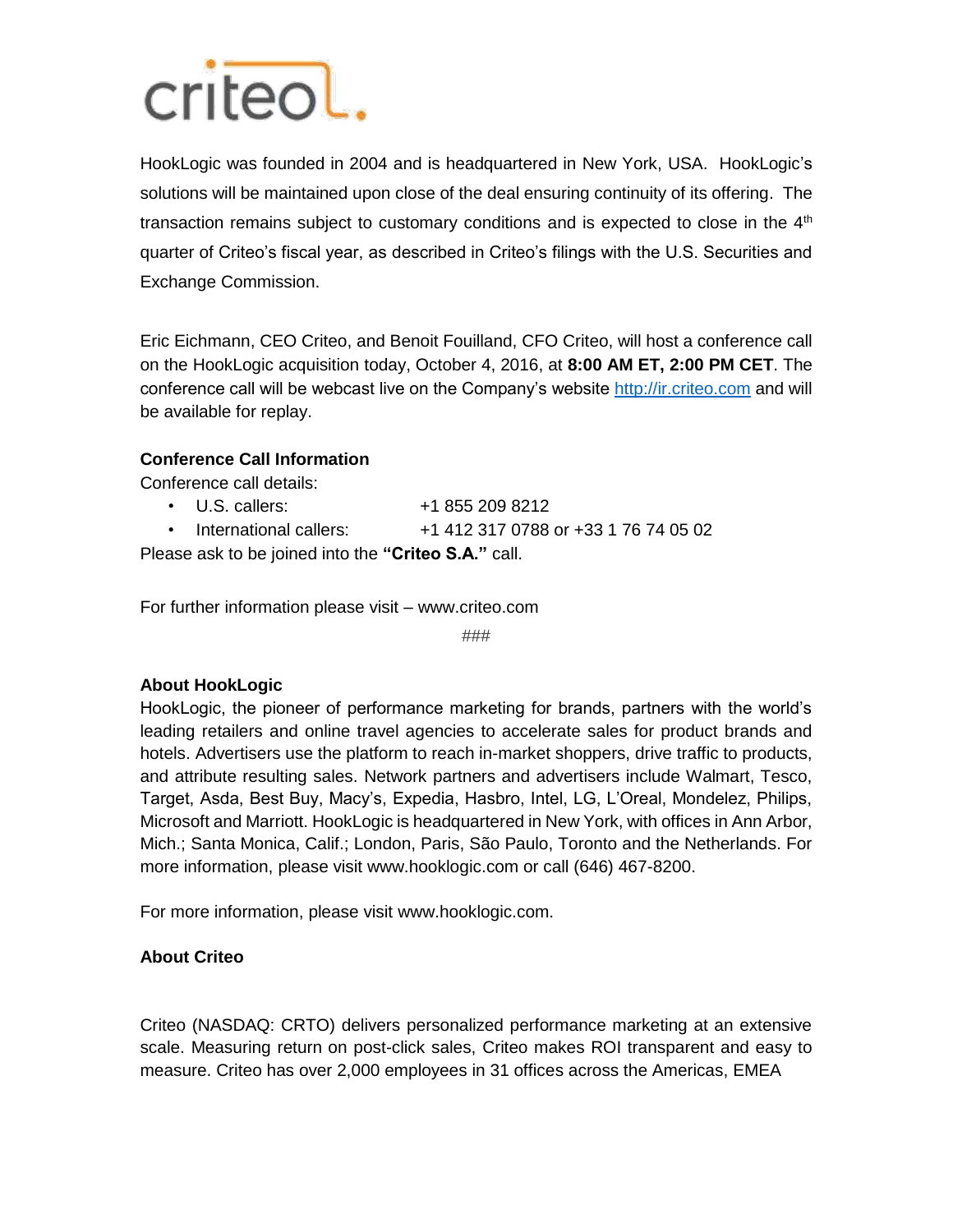HookLogic was founded in 2004 and is headquartered in New York, USA. HookLogic's solutions will be maintained upon close of the deal ensuring continuity of its offering. The transaction remains subject to customary conditions and is expected to close in the 4th quarter of Criteo's fiscal year, as described in Criteo's filings with the U.S. Securities and Exchange Commission.

Eric Eichmann, CEO Criteo, and Benoit Fouilland, CFO Criteo, will host a conference call on the HookLogic acquisition today, October 4, 2016, at **8:00 AM ET, 2:00 PM CET**. The conference call will be webcast live on the Company's website [http://ir.criteo.com](http://ir.criteo.com) and will be available for replay.

**Conference Call Information**

Conference call details:

- U.S. callers: +1 855 209 8212
- International callers: +1 412 317 0788 or +33 1 76 74 05 02

Please ask to be joined into the **"Criteo S.A."** call.

For further information please visit – www.criteo.com

###

**About HookLogic**

HookLogic, the pioneer of performance marketing for brands, partners with the world's leading retailers and online travel agencies to accelerate sales for product brands and hotels. Advertisers use the platform to reach in-market shoppers, drive traffic to products, and attribute resulting sales. Network partners and advertisers include Walmart, Tesco, Target, Asda, Best Buy, Macy's, Expedia, Hasbro, Intel, LG, L'Oreal, Mondelez, Philips, Microsoft and Marriott. HookLogic is headquartered in New York, with offices in Ann Arbor, Mich.; Santa Monica, Calif.; London, Paris, São Paulo, Toronto and the Netherlands. For more information, please visit www.hooklogic.com or call (646) 467-8200.

For more information, please visit www.hooklogic.com.

**About Criteo**

Criteo (NASDAQ: CRTO) delivers personalized performance marketing at an extensive scale. Measuring return on post-click sales, Criteo makes ROI transparent and easy to measure. Criteo has over 2,000 employees in 31 offices across the Americas, EMEA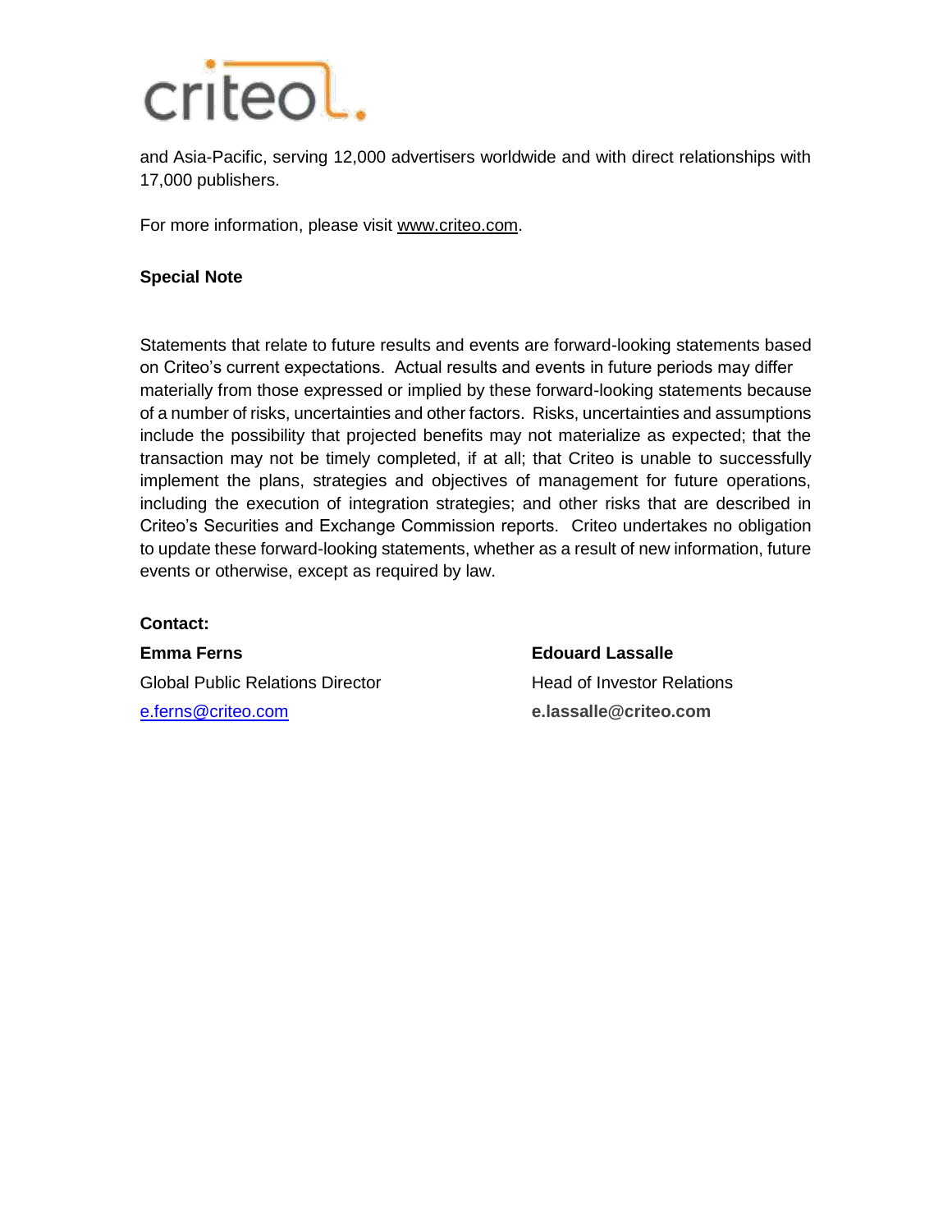and Asia-Pacific, serving 12,000 advertisers worldwide and with direct relationships with 17,000 publishers.

For more information, please visit www.criteo.com.

**Special Note**

Statements that relate to future results and events are forward-looking statements based on Criteo's current expectations. Actual results and events in future periods may differ materially from those expressed or implied by these forward-looking statements because of a number of risks, uncertainties and other factors. Risks, uncertainties and assumptions include the possibility that projected benefits may not materialize as expected; that the transaction may not be timely completed, if at all; that Criteo is unable to successfully implement the plans, strategies and objectives of management for future operations, including the execution of integration strategies; and other risks that are described in Criteo's Securities and Exchange Commission reports. Criteo undertakes no obligation to update these forward-looking statements, whether as a result of new information, future events or otherwise, except as required by law.

**Contact:**

**Emma Ferns**
Global Public Relations Director
e.ferns@criteo.com

**Edouard Lassalle**
Head of Investor Relations
**e.lassalle@criteo.com**